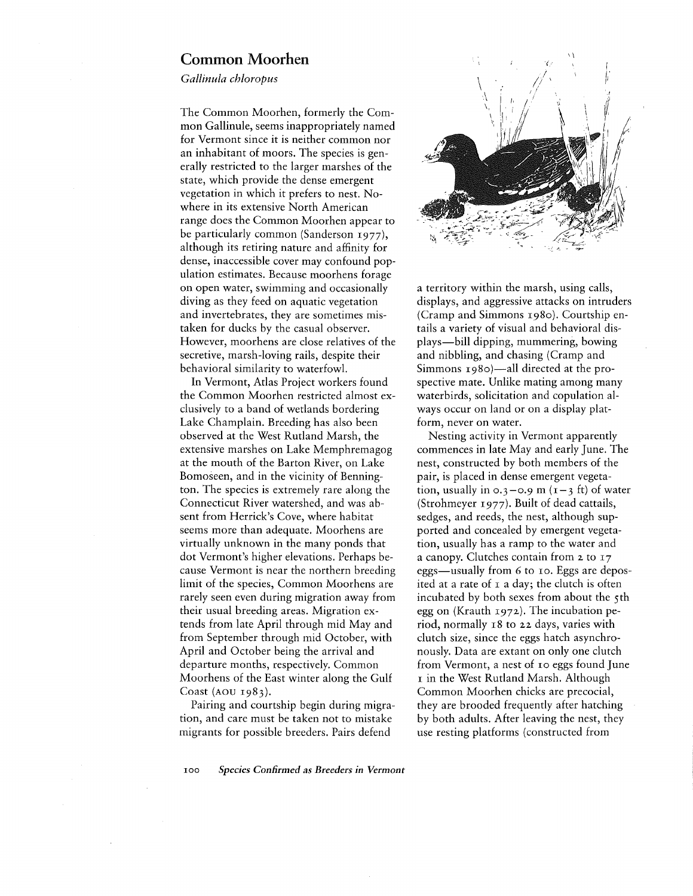# Common Moorhen

*Gallinula chloropus*

The Common Moorhen, formerly the Common Gallinule, seems inappropriately named for Vermont since it is neither common nor an inhabitant of moors. The species is generally restricted to the larger marshes of the state, which provide the dense emergent vegetation in which it prefers to nest. Nowhere in its extensive North American range does the Common Moorhen appear to be particularly common (Sanderson 1977), although its retiring nature and affinity for dense, inaccessible cover may confound population estimates. Because moorhens forage on open water, swimming and occasionally diving as they feed on aquatic vegetation and invertebrates, they are sometimes mistaken for ducks by the casual observer. However, moorhens are close relatives of the secretive, marsh-loving rails, despite their behavioral similarity to waterfowl.

In Vermont, Atlas Project workers found the Common Moorhen restricted almost exclusively to a band of wetlands bordering Lake Champlain. Breeding has also been observed at the West Rutland Marsh, the extensive marshes on Lake Memphremagog at the mouth of the Barton River, on Lake Bomoseen, and in the vicinity of Bennington. The species is extremely rare along the Connecticut River watershed, and was absent from Herrick's Cove, where habitat seems more than adequate. Moorhens are virtually unknown in the many ponds that dot Vermont's higher elevations. Perhaps because Vermont is near the northern breeding limit of the species, Common Moorhens are rarely seen even during migration away from their usual breeding areas. Migration extends from late April through mid May and from September through mid October, with April and October being the arrival and departure months, respectively. Common Moorhens of the East winter along the Gulf Coast (AOU 1983).

Pairing and courtship begin during migration, and care must be taken not to mistake migrants for possible breeders. Pairs defend a territory within the marsh, using calls, displays, and aggressive attacks on intruders (Cramp and Simmons 1980). Courtship entails a variety of visual and behavioral displays—bill dipping, mummering, bowing and nibbling, and chasing (Cramp and Simmons 1980)—all directed at the prospective mate. Unlike mating among many waterbirds, solicitation and copulation always occur on land or on a display platform, never on water.

Nesting activity in Vermont apparently commences in late May and early June. The nest, constructed by both members of the pair, is placed in dense emergent vegetation, usually in 0.3–0.9 m (1–3 ft) of water (Strohmeyer 1977). Built of dead cattails, sedges, and reeds, the nest, although supported and concealed by emergent vegetation, usually has a ramp to the water and a canopy. Clutches contain from 2 to 17 eggs—usually from 6 to 10. Eggs are deposited at a rate of 1 a day; the clutch is often incubated by both sexes from about the 5th egg on (Krauth 1972). The incubation period, normally 18 to 22 days, varies with clutch size, since the eggs hatch asynchronously. Data are extant on only one clutch from Vermont, a nest of 10 eggs found June 1 in the West Rutland Marsh. Although Common Moorhen chicks are precocial, they are brooded frequently after hatching by both adults. After leaving the nest, they use resting platforms (constructed from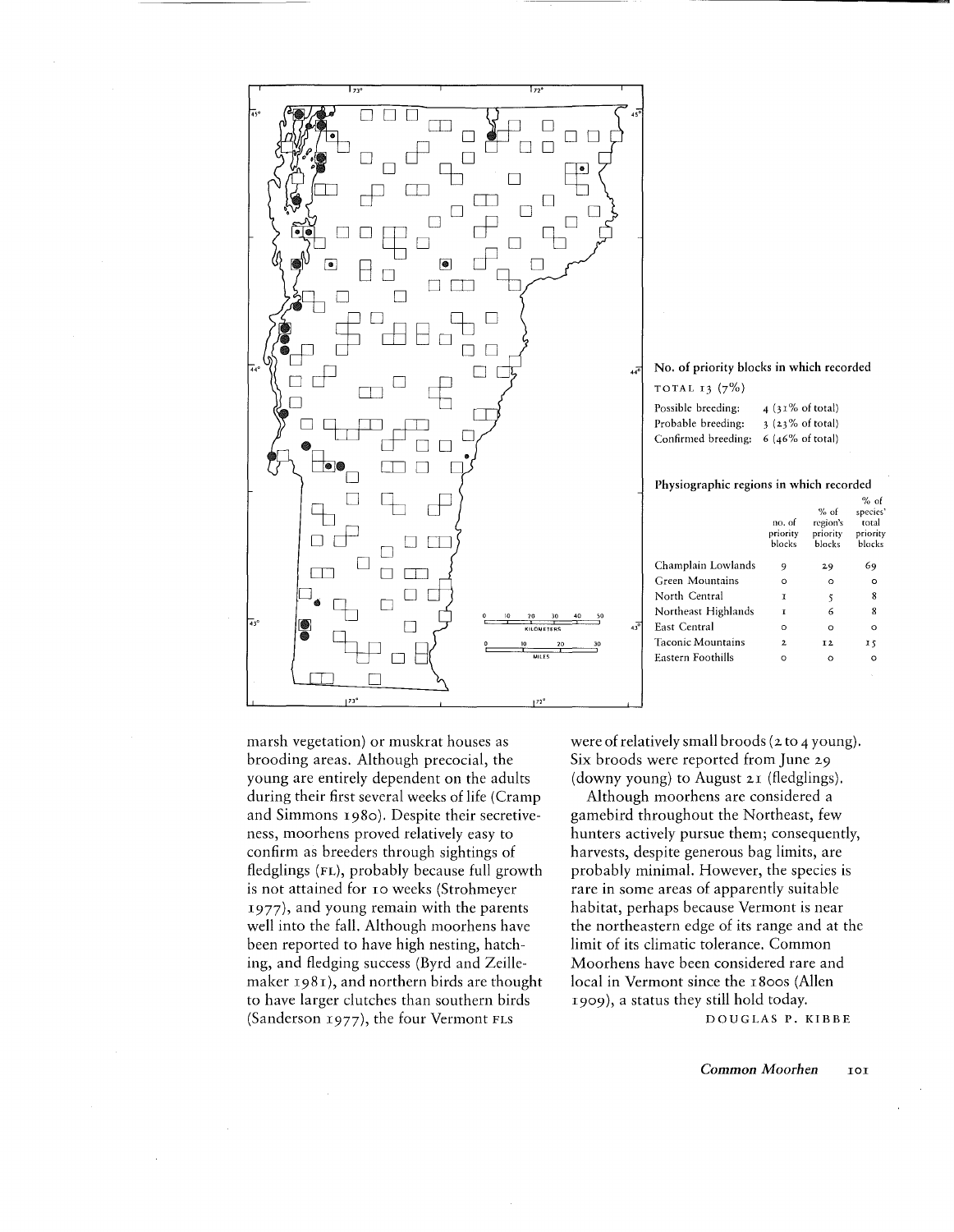No. of priority blocks in which recorded

TOTAL 13 (7%)

Possible breeding: 4 (31% of total)
Probable breeding: 3 (23% of total)
Confirmed breeding: 6 (46% of total)

Physiographic regions in which recorded

| | no. of priority blocks | % of region's priority blocks | % of species' total priority blocks |
|---|---|---|---|
| Champlain Lowlands | 9 | 29 | 69 |
| Green Mountains | 0 | 0 | 0 |
| North Central | 1 | 5 | 8 |
| Northeast Highlands | 1 | 6 | 8 |
| East Central | 0 | 0 | 0 |
| Taconic Mountains | 2 | 12 | 15 |
| Eastern Foothills | 0 | 0 | 0 |

marsh vegetation) or muskrat houses as brooding areas. Although precocial, the young are entirely dependent on the adults during their first several weeks of life (Cramp and Simmons 1980). Despite their secretiveness, moorhens proved relatively easy to confirm as breeders through sightings of fledglings (FL), probably because full growth is not attained for 10 weeks (Strohmeyer 1977), and young remain with the parents well into the fall. Although moorhens have been reported to have high nesting, hatching, and fledging success (Byrd and Zeillemaker 1981), and northern birds are thought to have larger clutches than southern birds (Sanderson 1977), the four Vermont FLs were of relatively small broods (2 to 4 young). Six broods were reported from June 29 (downy young) to August 21 (fledglings).

Although moorhens are considered a gamebird throughout the Northeast, few hunters actively pursue them; consequently, harvests, despite generous bag limits, are probably minimal. However, the species is rare in some areas of apparently suitable habitat, perhaps because Vermont is near the northeastern edge of its range and at the limit of its climatic tolerance. Common Moorhens have been considered rare and local in Vermont since the 1800s (Allen 1909), a status they still hold today.

DOUGLAS P. KIBBE